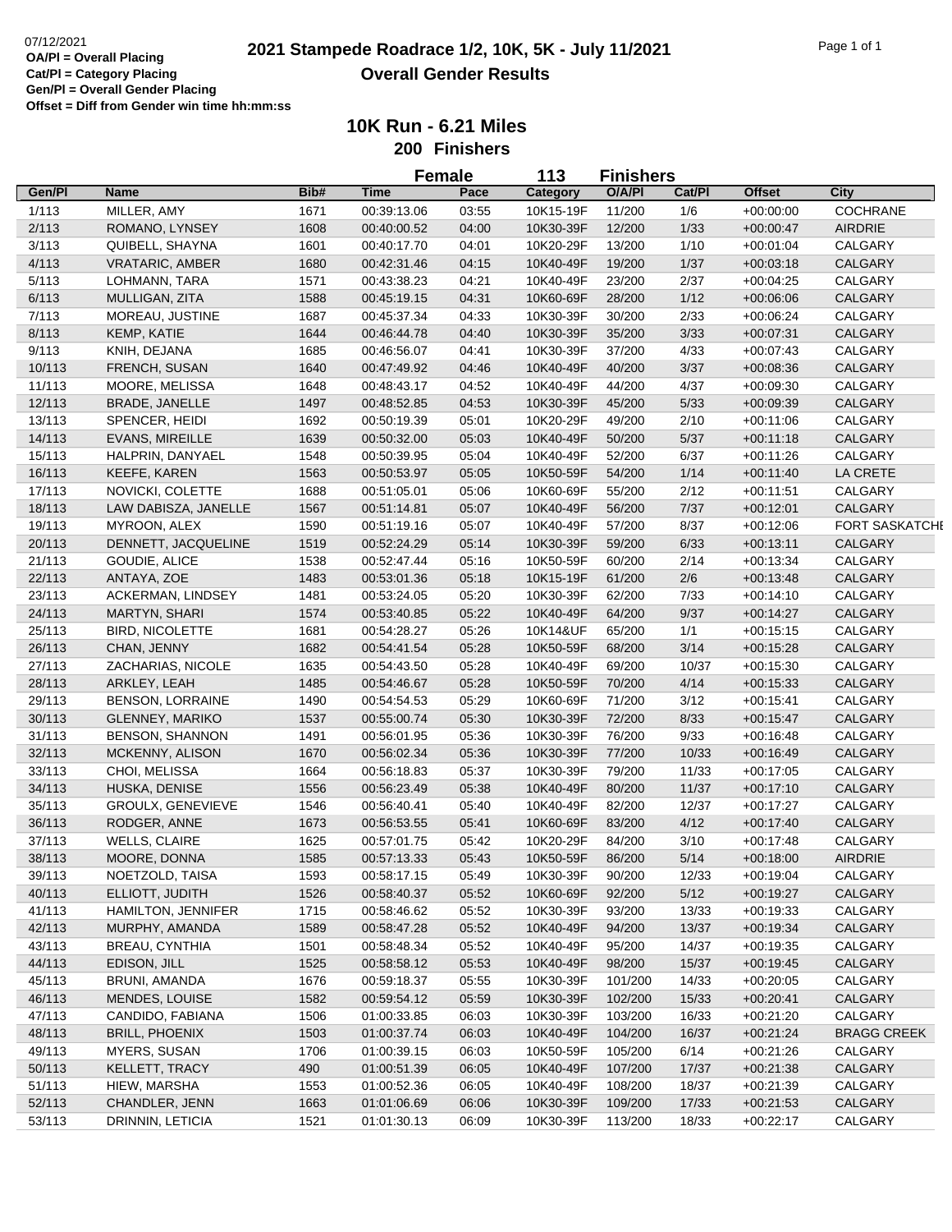07/12/2021
**OA/Pl = Overall Placing**
**Cat/Pl = Category Placing**
**Gen/Pl = Overall Gender Placing**
**Offset = Diff from Gender win time hh:mm:ss**

# 2021 Stampede Roadrace 1/2, 10K, 5K - July 11/2021

## Overall Gender Results

### 10K Run - 6.21 Miles

**200 Finishers**

**Female 113 Finishers**

| Gen/Pl | Name | Bib# | Time | Pace | Category | O/A/Pl | Cat/Pl | Offset | City |
|---|---|---|---|---|---|---|---|---|---|
| 1/113 | MILLER, AMY | 1671 | 00:39:13.06 | 03:55 | 10K15-19F | 11/200 | 1/6 | +00:00:00 | COCHRANE |
| 2/113 | ROMANO, LYNSEY | 1608 | 00:40:00.52 | 04:00 | 10K30-39F | 12/200 | 1/33 | +00:00:47 | AIRDRIE |
| 3/113 | QUIBELL, SHAYNA | 1601 | 00:40:17.70 | 04:01 | 10K20-29F | 13/200 | 1/10 | +00:01:04 | CALGARY |
| 4/113 | VRATARIC, AMBER | 1680 | 00:42:31.46 | 04:15 | 10K40-49F | 19/200 | 1/37 | +00:03:18 | CALGARY |
| 5/113 | LOHMANN, TARA | 1571 | 00:43:38.23 | 04:21 | 10K40-49F | 23/200 | 2/37 | +00:04:25 | CALGARY |
| 6/113 | MULLIGAN, ZITA | 1588 | 00:45:19.15 | 04:31 | 10K60-69F | 28/200 | 1/12 | +00:06:06 | CALGARY |
| 7/113 | MOREAU, JUSTINE | 1687 | 00:45:37.34 | 04:33 | 10K30-39F | 30/200 | 2/33 | +00:06:24 | CALGARY |
| 8/113 | KEMP, KATIE | 1644 | 00:46:44.78 | 04:40 | 10K30-39F | 35/200 | 3/33 | +00:07:31 | CALGARY |
| 9/113 | KNIH, DEJANA | 1685 | 00:46:56.07 | 04:41 | 10K30-39F | 37/200 | 4/33 | +00:07:43 | CALGARY |
| 10/113 | FRENCH, SUSAN | 1640 | 00:47:49.92 | 04:46 | 10K40-49F | 40/200 | 3/37 | +00:08:36 | CALGARY |
| 11/113 | MOORE, MELISSA | 1648 | 00:48:43.17 | 04:52 | 10K40-49F | 44/200 | 4/37 | +00:09:30 | CALGARY |
| 12/113 | BRADE, JANELLE | 1497 | 00:48:52.85 | 04:53 | 10K30-39F | 45/200 | 5/33 | +00:09:39 | CALGARY |
| 13/113 | SPENCER, HEIDI | 1692 | 00:50:19.39 | 05:01 | 10K20-29F | 49/200 | 2/10 | +00:11:06 | CALGARY |
| 14/113 | EVANS, MIREILLE | 1639 | 00:50:32.00 | 05:03 | 10K40-49F | 50/200 | 5/37 | +00:11:18 | CALGARY |
| 15/113 | HALPRIN, DANYAEL | 1548 | 00:50:39.95 | 05:04 | 10K40-49F | 52/200 | 6/37 | +00:11:26 | CALGARY |
| 16/113 | KEEFE, KAREN | 1563 | 00:50:53.97 | 05:05 | 10K50-59F | 54/200 | 1/14 | +00:11:40 | LA CRETE |
| 17/113 | NOVICKI, COLETTE | 1688 | 00:51:05.01 | 05:06 | 10K60-69F | 55/200 | 2/12 | +00:11:51 | CALGARY |
| 18/113 | LAW DABISZA, JANELLE | 1567 | 00:51:14.81 | 05:07 | 10K40-49F | 56/200 | 7/37 | +00:12:01 | CALGARY |
| 19/113 | MYROON, ALEX | 1590 | 00:51:19.16 | 05:07 | 10K40-49F | 57/200 | 8/37 | +00:12:06 | FORT SASKATCHE |
| 20/113 | DENNETT, JACQUELINE | 1519 | 00:52:24.29 | 05:14 | 10K30-39F | 59/200 | 6/33 | +00:13:11 | CALGARY |
| 21/113 | GOUDIE, ALICE | 1538 | 00:52:47.44 | 05:16 | 10K50-59F | 60/200 | 2/14 | +00:13:34 | CALGARY |
| 22/113 | ANTAYA, ZOE | 1483 | 00:53:01.36 | 05:18 | 10K15-19F | 61/200 | 2/6 | +00:13:48 | CALGARY |
| 23/113 | ACKERMAN, LINDSEY | 1481 | 00:53:24.05 | 05:20 | 10K30-39F | 62/200 | 7/33 | +00:14:10 | CALGARY |
| 24/113 | MARTYN, SHARI | 1574 | 00:53:40.85 | 05:22 | 10K40-49F | 64/200 | 9/37 | +00:14:27 | CALGARY |
| 25/113 | BIRD, NICOLETTE | 1681 | 00:54:28.27 | 05:26 | 10K14&UF | 65/200 | 1/1 | +00:15:15 | CALGARY |
| 26/113 | CHAN, JENNY | 1682 | 00:54:41.54 | 05:28 | 10K50-59F | 68/200 | 3/14 | +00:15:28 | CALGARY |
| 27/113 | ZACHARIAS, NICOLE | 1635 | 00:54:43.50 | 05:28 | 10K40-49F | 69/200 | 10/37 | +00:15:30 | CALGARY |
| 28/113 | ARKLEY, LEAH | 1485 | 00:54:46.67 | 05:28 | 10K50-59F | 70/200 | 4/14 | +00:15:33 | CALGARY |
| 29/113 | BENSON, LORRAINE | 1490 | 00:54:54.53 | 05:29 | 10K60-69F | 71/200 | 3/12 | +00:15:41 | CALGARY |
| 30/113 | GLENNEY, MARIKO | 1537 | 00:55:00.74 | 05:30 | 10K30-39F | 72/200 | 8/33 | +00:15:47 | CALGARY |
| 31/113 | BENSON, SHANNON | 1491 | 00:56:01.95 | 05:36 | 10K30-39F | 76/200 | 9/33 | +00:16:48 | CALGARY |
| 32/113 | MCKENNY, ALISON | 1670 | 00:56:02.34 | 05:36 | 10K30-39F | 77/200 | 10/33 | +00:16:49 | CALGARY |
| 33/113 | CHOI, MELISSA | 1664 | 00:56:18.83 | 05:37 | 10K30-39F | 79/200 | 11/33 | +00:17:05 | CALGARY |
| 34/113 | HUSKA, DENISE | 1556 | 00:56:23.49 | 05:38 | 10K40-49F | 80/200 | 11/37 | +00:17:10 | CALGARY |
| 35/113 | GROULX, GENEVIEVE | 1546 | 00:56:40.41 | 05:40 | 10K40-49F | 82/200 | 12/37 | +00:17:27 | CALGARY |
| 36/113 | RODGER, ANNE | 1673 | 00:56:53.55 | 05:41 | 10K60-69F | 83/200 | 4/12 | +00:17:40 | CALGARY |
| 37/113 | WELLS, CLAIRE | 1625 | 00:57:01.75 | 05:42 | 10K20-29F | 84/200 | 3/10 | +00:17:48 | CALGARY |
| 38/113 | MOORE, DONNA | 1585 | 00:57:13.33 | 05:43 | 10K50-59F | 86/200 | 5/14 | +00:18:00 | AIRDRIE |
| 39/113 | NOETZOLD, TAISA | 1593 | 00:58:17.15 | 05:49 | 10K30-39F | 90/200 | 12/33 | +00:19:04 | CALGARY |
| 40/113 | ELLIOTT, JUDITH | 1526 | 00:58:40.37 | 05:52 | 10K60-69F | 92/200 | 5/12 | +00:19:27 | CALGARY |
| 41/113 | HAMILTON, JENNIFER | 1715 | 00:58:46.62 | 05:52 | 10K30-39F | 93/200 | 13/33 | +00:19:33 | CALGARY |
| 42/113 | MURPHY, AMANDA | 1589 | 00:58:47.28 | 05:52 | 10K40-49F | 94/200 | 13/37 | +00:19:34 | CALGARY |
| 43/113 | BREAU, CYNTHIA | 1501 | 00:58:48.34 | 05:52 | 10K40-49F | 95/200 | 14/37 | +00:19:35 | CALGARY |
| 44/113 | EDISON, JILL | 1525 | 00:58:58.12 | 05:53 | 10K40-49F | 98/200 | 15/37 | +00:19:45 | CALGARY |
| 45/113 | BRUNI, AMANDA | 1676 | 00:59:18.37 | 05:55 | 10K30-39F | 101/200 | 14/33 | +00:20:05 | CALGARY |
| 46/113 | MENDES, LOUISE | 1582 | 00:59:54.12 | 05:59 | 10K30-39F | 102/200 | 15/33 | +00:20:41 | CALGARY |
| 47/113 | CANDIDO, FABIANA | 1506 | 01:00:33.85 | 06:03 | 10K30-39F | 103/200 | 16/33 | +00:21:20 | CALGARY |
| 48/113 | BRILL, PHOENIX | 1503 | 01:00:37.74 | 06:03 | 10K40-49F | 104/200 | 16/37 | +00:21:24 | BRAGG CREEK |
| 49/113 | MYERS, SUSAN | 1706 | 01:00:39.15 | 06:03 | 10K50-59F | 105/200 | 6/14 | +00:21:26 | CALGARY |
| 50/113 | KELLETT, TRACY | 490 | 01:00:51.39 | 06:05 | 10K40-49F | 107/200 | 17/37 | +00:21:38 | CALGARY |
| 51/113 | HIEW, MARSHA | 1553 | 01:00:52.36 | 06:05 | 10K40-49F | 108/200 | 18/37 | +00:21:39 | CALGARY |
| 52/113 | CHANDLER, JENN | 1663 | 01:01:06.69 | 06:06 | 10K30-39F | 109/200 | 17/33 | +00:21:53 | CALGARY |
| 53/113 | DRINNIN, LETICIA | 1521 | 01:01:30.13 | 06:09 | 10K30-39F | 113/200 | 18/33 | +00:22:17 | CALGARY |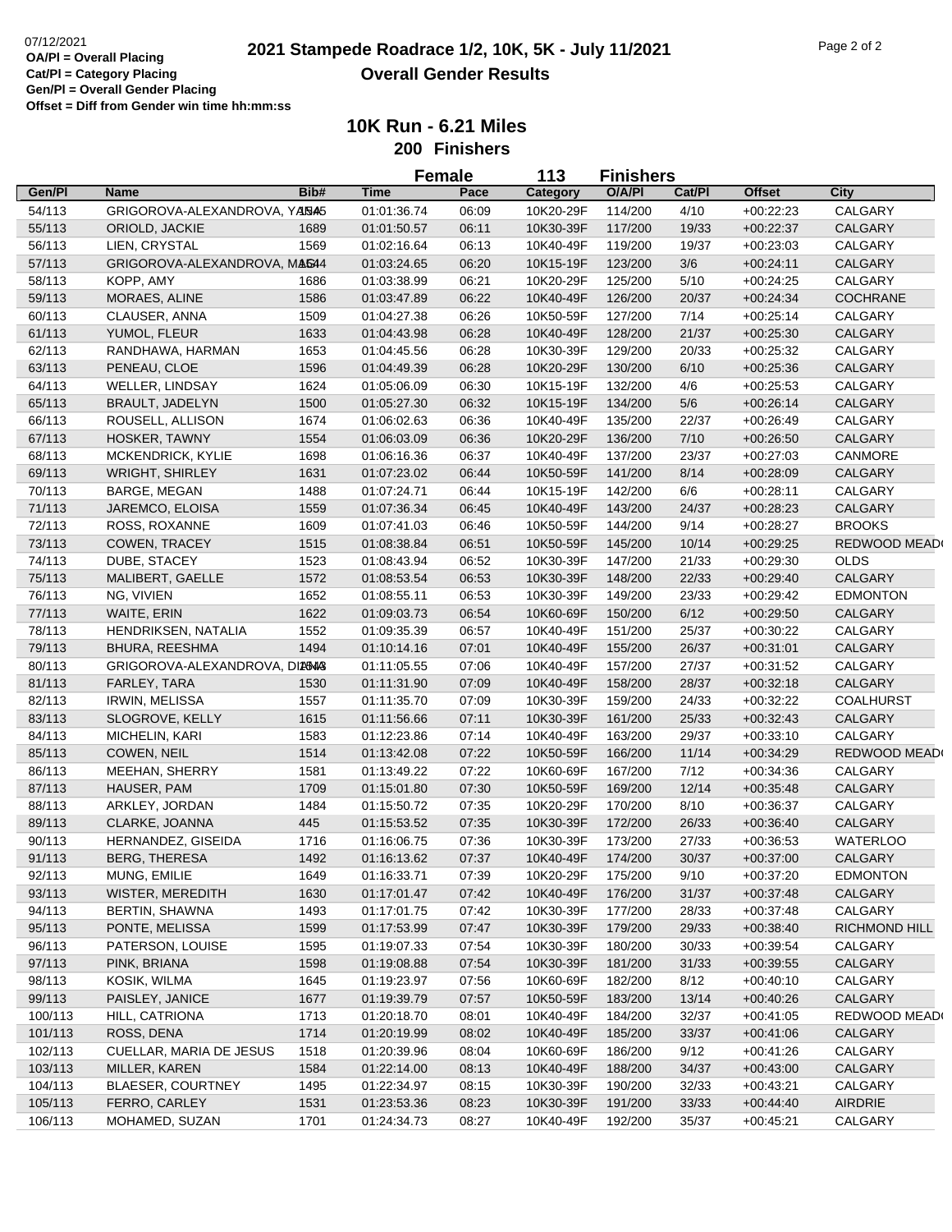07/12/2021
**OA/Pl = Overall Placing**
**Cat/Pl = Category Placing**
**Gen/Pl = Overall Gender Placing**
**Offset = Diff from Gender win time hh:mm:ss**

# 2021 Stampede Roadrace 1/2, 10K, 5K - July 11/2021

## Overall Gender Results

### 10K Run - 6.21 Miles

**200 Finishers**

**Female 113 Finishers**

| Gen/Pl | Name | Bib# | Time | Pace | Category | O/A/Pl | Cat/Pl | Offset | City |
|---|---|---|---|---|---|---|---|---|---|
| 54/113 | GRIGOROVA-ALEXANDROVA, YANA | 1545 | 01:01:36.74 | 06:09 | 10K20-29F | 114/200 | 4/10 | +00:22:23 | CALGARY |
| 55/113 | ORIOLD, JACKIE | 1689 | 01:01:50.57 | 06:11 | 10K30-39F | 117/200 | 19/33 | +00:22:37 | CALGARY |
| 56/113 | LIEN, CRYSTAL | 1569 | 01:02:16.64 | 06:13 | 10K40-49F | 119/200 | 19/37 | +00:23:03 | CALGARY |
| 57/113 | GRIGOROVA-ALEXANDROVA, MAIA | 1544 | 01:03:24.65 | 06:20 | 10K15-19F | 123/200 | 3/6 | +00:24:11 | CALGARY |
| 58/113 | KOPP, AMY | 1686 | 01:03:38.99 | 06:21 | 10K20-29F | 125/200 | 5/10 | +00:24:25 | CALGARY |
| 59/113 | MORAES, ALINE | 1586 | 01:03:47.89 | 06:22 | 10K40-49F | 126/200 | 20/37 | +00:24:34 | COCHRANE |
| 60/113 | CLAUSER, ANNA | 1509 | 01:04:27.38 | 06:26 | 10K50-59F | 127/200 | 7/14 | +00:25:14 | CALGARY |
| 61/113 | YUMOL, FLEUR | 1633 | 01:04:43.98 | 06:28 | 10K40-49F | 128/200 | 21/37 | +00:25:30 | CALGARY |
| 62/113 | RANDHAWA, HARMAN | 1653 | 01:04:45.56 | 06:28 | 10K30-39F | 129/200 | 20/33 | +00:25:32 | CALGARY |
| 63/113 | PENEAU, CLOE | 1596 | 01:04:49.39 | 06:28 | 10K20-29F | 130/200 | 6/10 | +00:25:36 | CALGARY |
| 64/113 | WELLER, LINDSAY | 1624 | 01:05:06.09 | 06:30 | 10K15-19F | 132/200 | 4/6 | +00:25:53 | CALGARY |
| 65/113 | BRAULT, JADELYN | 1500 | 01:05:27.30 | 06:32 | 10K15-19F | 134/200 | 5/6 | +00:26:14 | CALGARY |
| 66/113 | ROUSELL, ALLISON | 1674 | 01:06:02.63 | 06:36 | 10K40-49F | 135/200 | 22/37 | +00:26:49 | CALGARY |
| 67/113 | HOSKER, TAWNY | 1554 | 01:06:03.09 | 06:36 | 10K20-29F | 136/200 | 7/10 | +00:26:50 | CALGARY |
| 68/113 | MCKENDRICK, KYLIE | 1698 | 01:06:16.36 | 06:37 | 10K40-49F | 137/200 | 23/37 | +00:27:03 | CANMORE |
| 69/113 | WRIGHT, SHIRLEY | 1631 | 01:07:23.02 | 06:44 | 10K50-59F | 141/200 | 8/14 | +00:28:09 | CALGARY |
| 70/113 | BARGE, MEGAN | 1488 | 01:07:24.71 | 06:44 | 10K15-19F | 142/200 | 6/6 | +00:28:11 | CALGARY |
| 71/113 | JAREMCO, ELOISA | 1559 | 01:07:36.34 | 06:45 | 10K40-49F | 143/200 | 24/37 | +00:28:23 | CALGARY |
| 72/113 | ROSS, ROXANNE | 1609 | 01:07:41.03 | 06:46 | 10K50-59F | 144/200 | 9/14 | +00:28:27 | BROOKS |
| 73/113 | COWEN, TRACEY | 1515 | 01:08:38.84 | 06:51 | 10K50-59F | 145/200 | 10/14 | +00:29:25 | REDWOOD MEAD |
| 74/113 | DUBE, STACEY | 1523 | 01:08:43.94 | 06:52 | 10K30-39F | 147/200 | 21/33 | +00:29:30 | OLDS |
| 75/113 | MALIBERT, GAELLE | 1572 | 01:08:53.54 | 06:53 | 10K30-39F | 148/200 | 22/33 | +00:29:40 | CALGARY |
| 76/113 | NG, VIVIEN | 1652 | 01:08:55.11 | 06:53 | 10K30-39F | 149/200 | 23/33 | +00:29:42 | EDMONTON |
| 77/113 | WAITE, ERIN | 1622 | 01:09:03.73 | 06:54 | 10K60-69F | 150/200 | 6/12 | +00:29:50 | CALGARY |
| 78/113 | HENDRIKSEN, NATALIA | 1552 | 01:09:35.39 | 06:57 | 10K40-49F | 151/200 | 25/37 | +00:30:22 | CALGARY |
| 79/113 | BHURA, REESHMA | 1494 | 01:10:14.16 | 07:01 | 10K40-49F | 155/200 | 26/37 | +00:31:01 | CALGARY |
| 80/113 | GRIGOROVA-ALEXANDROVA, DIANA | 1543 | 01:11:05.55 | 07:06 | 10K40-49F | 157/200 | 27/37 | +00:31:52 | CALGARY |
| 81/113 | FARLEY, TARA | 1530 | 01:11:31.90 | 07:09 | 10K40-49F | 158/200 | 28/37 | +00:32:18 | CALGARY |
| 82/113 | IRWIN, MELISSA | 1557 | 01:11:35.70 | 07:09 | 10K30-39F | 159/200 | 24/33 | +00:32:22 | COALHURST |
| 83/113 | SLOGROVE, KELLY | 1615 | 01:11:56.66 | 07:11 | 10K30-39F | 161/200 | 25/33 | +00:32:43 | CALGARY |
| 84/113 | MICHELIN, KARI | 1583 | 01:12:23.86 | 07:14 | 10K40-49F | 163/200 | 29/37 | +00:33:10 | CALGARY |
| 85/113 | COWEN, NEIL | 1514 | 01:13:42.08 | 07:22 | 10K50-59F | 166/200 | 11/14 | +00:34:29 | REDWOOD MEAD |
| 86/113 | MEEHAN, SHERRY | 1581 | 01:13:49.22 | 07:22 | 10K60-69F | 167/200 | 7/12 | +00:34:36 | CALGARY |
| 87/113 | HAUSER, PAM | 1709 | 01:15:01.80 | 07:30 | 10K50-59F | 169/200 | 12/14 | +00:35:48 | CALGARY |
| 88/113 | ARKLEY, JORDAN | 1484 | 01:15:50.72 | 07:35 | 10K20-29F | 170/200 | 8/10 | +00:36:37 | CALGARY |
| 89/113 | CLARKE, JOANNA | 445 | 01:15:53.52 | 07:35 | 10K30-39F | 172/200 | 26/33 | +00:36:40 | CALGARY |
| 90/113 | HERNANDEZ, GISEIDA | 1716 | 01:16:06.75 | 07:36 | 10K30-39F | 173/200 | 27/33 | +00:36:53 | WATERLOO |
| 91/113 | BERG, THERESA | 1492 | 01:16:13.62 | 07:37 | 10K40-49F | 174/200 | 30/37 | +00:37:00 | CALGARY |
| 92/113 | MUNG, EMILIE | 1649 | 01:16:33.71 | 07:39 | 10K20-29F | 175/200 | 9/10 | +00:37:20 | EDMONTON |
| 93/113 | WISTER, MEREDITH | 1630 | 01:17:01.47 | 07:42 | 10K40-49F | 176/200 | 31/37 | +00:37:48 | CALGARY |
| 94/113 | BERTIN, SHAWNA | 1493 | 01:17:01.75 | 07:42 | 10K30-39F | 177/200 | 28/33 | +00:37:48 | CALGARY |
| 95/113 | PONTE, MELISSA | 1599 | 01:17:53.99 | 07:47 | 10K30-39F | 179/200 | 29/33 | +00:38:40 | RICHMOND HILL |
| 96/113 | PATERSON, LOUISE | 1595 | 01:19:07.33 | 07:54 | 10K30-39F | 180/200 | 30/33 | +00:39:54 | CALGARY |
| 97/113 | PINK, BRIANA | 1598 | 01:19:08.88 | 07:54 | 10K30-39F | 181/200 | 31/33 | +00:39:55 | CALGARY |
| 98/113 | KOSIK, WILMA | 1645 | 01:19:23.97 | 07:56 | 10K60-69F | 182/200 | 8/12 | +00:40:10 | CALGARY |
| 99/113 | PAISLEY, JANICE | 1677 | 01:19:39.79 | 07:57 | 10K50-59F | 183/200 | 13/14 | +00:40:26 | CALGARY |
| 100/113 | HILL, CATRIONA | 1713 | 01:20:18.70 | 08:01 | 10K40-49F | 184/200 | 32/37 | +00:41:05 | REDWOOD MEAD |
| 101/113 | ROSS, DENA | 1714 | 01:20:19.99 | 08:02 | 10K40-49F | 185/200 | 33/37 | +00:41:06 | CALGARY |
| 102/113 | CUELLAR, MARIA DE JESUS | 1518 | 01:20:39.96 | 08:04 | 10K60-69F | 186/200 | 9/12 | +00:41:26 | CALGARY |
| 103/113 | MILLER, KAREN | 1584 | 01:22:14.00 | 08:13 | 10K40-49F | 188/200 | 34/37 | +00:43:00 | CALGARY |
| 104/113 | BLAESER, COURTNEY | 1495 | 01:22:34.97 | 08:15 | 10K30-39F | 190/200 | 32/33 | +00:43:21 | CALGARY |
| 105/113 | FERRO, CARLEY | 1531 | 01:23:53.36 | 08:23 | 10K30-39F | 191/200 | 33/33 | +00:44:40 | AIRDRIE |
| 106/113 | MOHAMED, SUZAN | 1701 | 01:24:34.73 | 08:27 | 10K40-49F | 192/200 | 35/37 | +00:45:21 | CALGARY |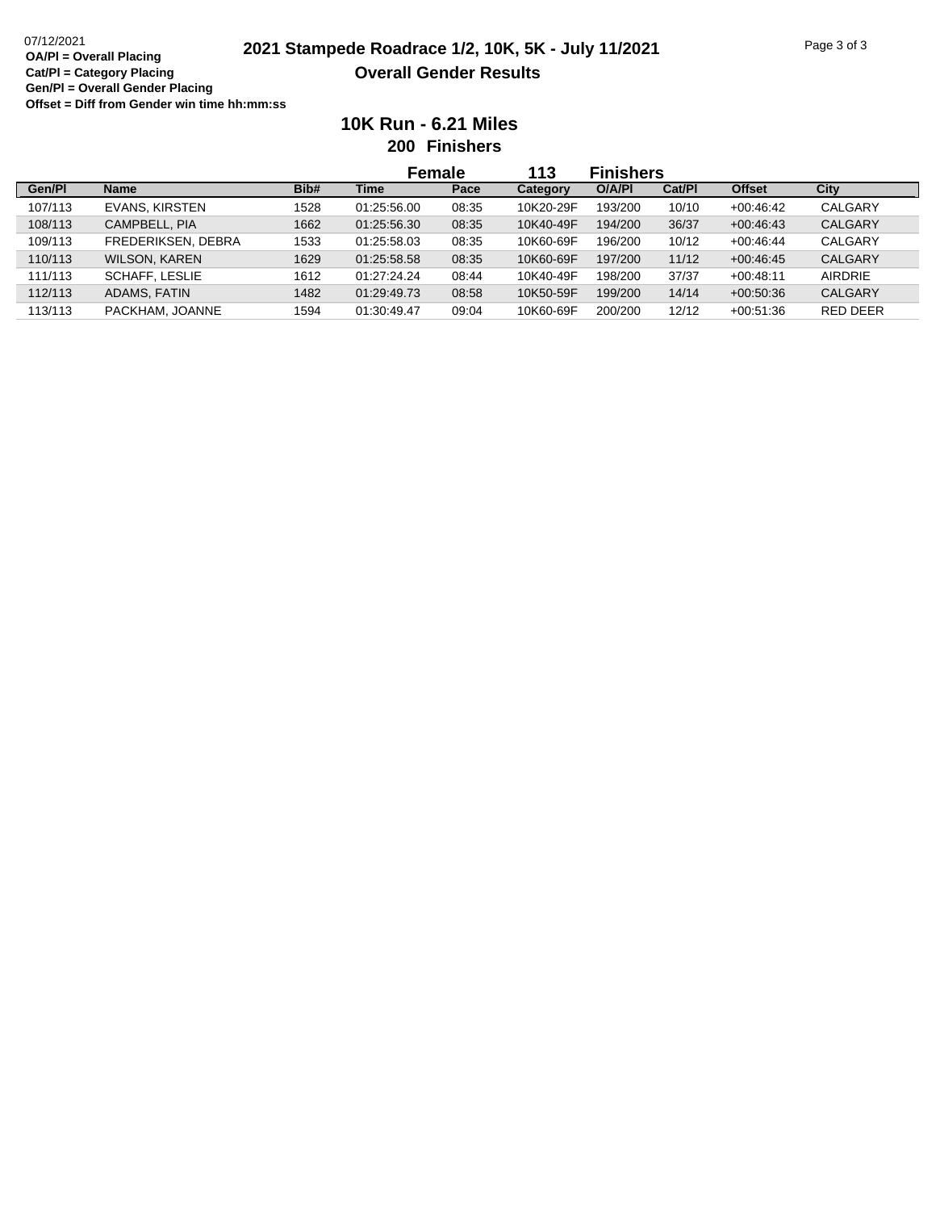07/12/2021
**OA/Pl = Overall Placing**
**Cat/Pl = Category Placing**
**Gen/Pl = Overall Gender Placing**
**Offset = Diff from Gender win time hh:mm:ss**

# 2021 Stampede Roadrace 1/2, 10K, 5K - July 11/2021

## Overall Gender Results

### 10K Run - 6.21 Miles

**200 Finishers**

**Female 113 Finishers**

| Gen/Pl | Name | Bib# | Time | Pace | Category | O/A/Pl | Cat/Pl | Offset | City |
|---|---|---|---|---|---|---|---|---|---|
| 107/113 | EVANS, KIRSTEN | 1528 | 01:25:56.00 | 08:35 | 10K20-29F | 193/200 | 10/10 | +00:46:42 | CALGARY |
| 108/113 | CAMPBELL, PIA | 1662 | 01:25:56.30 | 08:35 | 10K40-49F | 194/200 | 36/37 | +00:46:43 | CALGARY |
| 109/113 | FREDERIKSEN, DEBRA | 1533 | 01:25:58.03 | 08:35 | 10K60-69F | 196/200 | 10/12 | +00:46:44 | CALGARY |
| 110/113 | WILSON, KAREN | 1629 | 01:25:58.58 | 08:35 | 10K60-69F | 197/200 | 11/12 | +00:46:45 | CALGARY |
| 111/113 | SCHAFF, LESLIE | 1612 | 01:27:24.24 | 08:44 | 10K40-49F | 198/200 | 37/37 | +00:48:11 | AIRDRIE |
| 112/113 | ADAMS, FATIN | 1482 | 01:29:49.73 | 08:58 | 10K50-59F | 199/200 | 14/14 | +00:50:36 | CALGARY |
| 113/113 | PACKHAM, JOANNE | 1594 | 01:30:49.47 | 09:04 | 10K60-69F | 200/200 | 12/12 | +00:51:36 | RED DEER |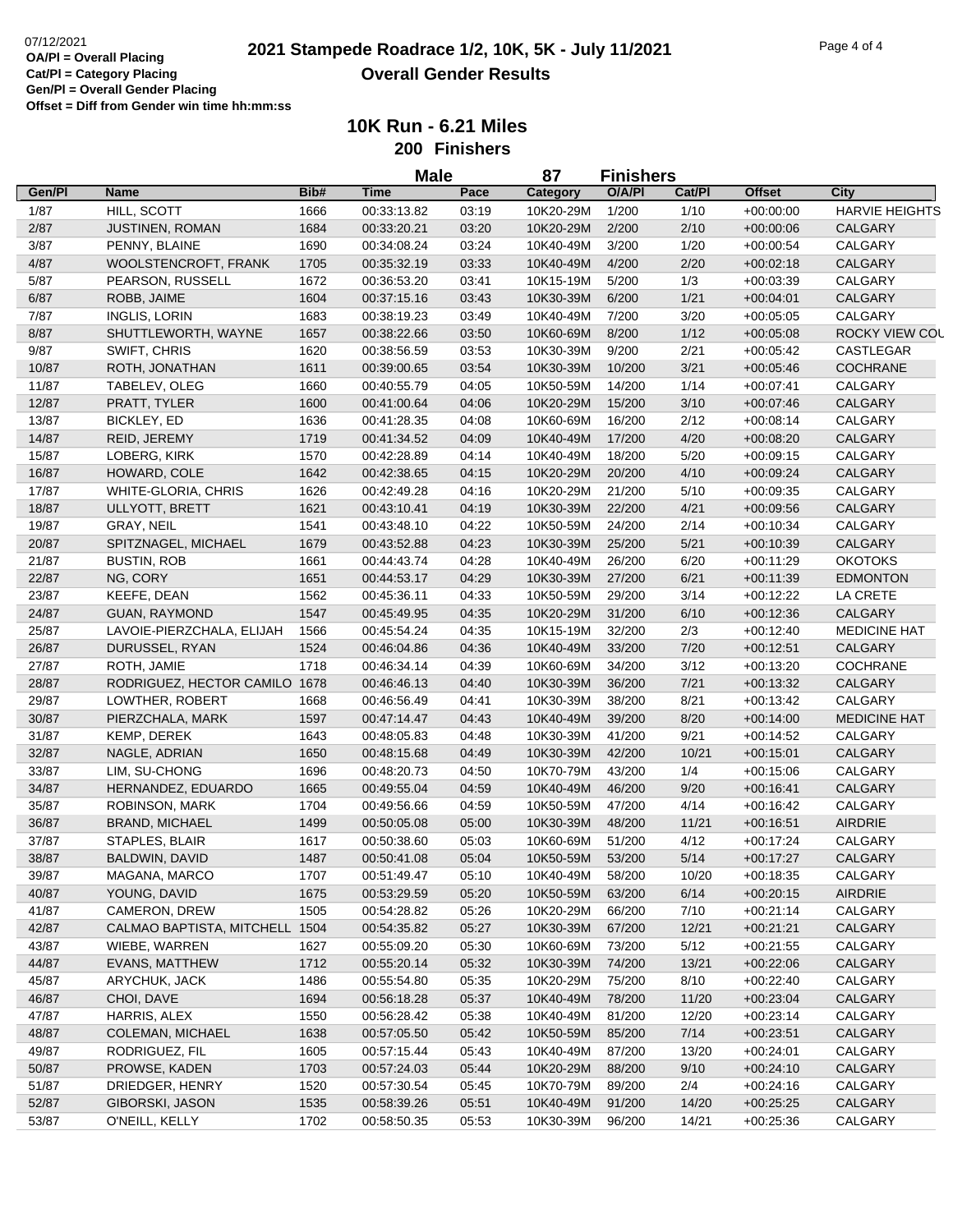**OA/Pl = Overall Placing**
**Cat/Pl = Category Placing**
**Gen/Pl = Overall Gender Placing**
**Offset = Diff from Gender win time hh:mm:ss**

# 2021 Stampede Roadrace 1/2, 10K, 5K - July 11/2021

## Overall Gender Results

### 10K Run - 6.21 Miles

### 200 Finishers

**Male 87 Finishers**

| Gen/Pl | Name | Bib# | Time | Pace | Category | O/A/Pl | Cat/Pl | Offset | City |
|---|---|---|---|---|---|---|---|---|---|
| 1/87 | HILL, SCOTT | 1666 | 00:33:13.82 | 03:19 | 10K20-29M | 1/200 | 1/10 | +00:00:00 | HARVIE HEIGHTS |
| 2/87 | JUSTINEN, ROMAN | 1684 | 00:33:20.21 | 03:20 | 10K20-29M | 2/200 | 2/10 | +00:00:06 | CALGARY |
| 3/87 | PENNY, BLAINE | 1690 | 00:34:08.24 | 03:24 | 10K40-49M | 3/200 | 1/20 | +00:00:54 | CALGARY |
| 4/87 | WOOLSTENCROFT, FRANK | 1705 | 00:35:32.19 | 03:33 | 10K40-49M | 4/200 | 2/20 | +00:02:18 | CALGARY |
| 5/87 | PEARSON, RUSSELL | 1672 | 00:36:53.20 | 03:41 | 10K15-19M | 5/200 | 1/3 | +00:03:39 | CALGARY |
| 6/87 | ROBB, JAIME | 1604 | 00:37:15.16 | 03:43 | 10K30-39M | 6/200 | 1/21 | +00:04:01 | CALGARY |
| 7/87 | INGLIS, LORIN | 1683 | 00:38:19.23 | 03:49 | 10K40-49M | 7/200 | 3/20 | +00:05:05 | CALGARY |
| 8/87 | SHUTTLEWORTH, WAYNE | 1657 | 00:38:22.66 | 03:50 | 10K60-69M | 8/200 | 1/12 | +00:05:08 | ROCKY VIEW COU |
| 9/87 | SWIFT, CHRIS | 1620 | 00:38:56.59 | 03:53 | 10K30-39M | 9/200 | 2/21 | +00:05:42 | CASTLEGAR |
| 10/87 | ROTH, JONATHAN | 1611 | 00:39:00.65 | 03:54 | 10K30-39M | 10/200 | 3/21 | +00:05:46 | COCHRANE |
| 11/87 | TABELEV, OLEG | 1660 | 00:40:55.79 | 04:05 | 10K50-59M | 14/200 | 1/14 | +00:07:41 | CALGARY |
| 12/87 | PRATT, TYLER | 1600 | 00:41:00.64 | 04:06 | 10K20-29M | 15/200 | 3/10 | +00:07:46 | CALGARY |
| 13/87 | BICKLEY, ED | 1636 | 00:41:28.35 | 04:08 | 10K60-69M | 16/200 | 2/12 | +00:08:14 | CALGARY |
| 14/87 | REID, JEREMY | 1719 | 00:41:34.52 | 04:09 | 10K40-49M | 17/200 | 4/20 | +00:08:20 | CALGARY |
| 15/87 | LOBERG, KIRK | 1570 | 00:42:28.89 | 04:14 | 10K40-49M | 18/200 | 5/20 | +00:09:15 | CALGARY |
| 16/87 | HOWARD, COLE | 1642 | 00:42:38.65 | 04:15 | 10K20-29M | 20/200 | 4/10 | +00:09:24 | CALGARY |
| 17/87 | WHITE-GLORIA, CHRIS | 1626 | 00:42:49.28 | 04:16 | 10K20-29M | 21/200 | 5/10 | +00:09:35 | CALGARY |
| 18/87 | ULLYOTT, BRETT | 1621 | 00:43:10.41 | 04:19 | 10K30-39M | 22/200 | 4/21 | +00:09:56 | CALGARY |
| 19/87 | GRAY, NEIL | 1541 | 00:43:48.10 | 04:22 | 10K50-59M | 24/200 | 2/14 | +00:10:34 | CALGARY |
| 20/87 | SPITZNAGEL, MICHAEL | 1679 | 00:43:52.88 | 04:23 | 10K30-39M | 25/200 | 5/21 | +00:10:39 | CALGARY |
| 21/87 | BUSTIN, ROB | 1661 | 00:44:43.74 | 04:28 | 10K40-49M | 26/200 | 6/20 | +00:11:29 | OKOTOKS |
| 22/87 | NG, CORY | 1651 | 00:44:53.17 | 04:29 | 10K30-39M | 27/200 | 6/21 | +00:11:39 | EDMONTON |
| 23/87 | KEEFE, DEAN | 1562 | 00:45:36.11 | 04:33 | 10K50-59M | 29/200 | 3/14 | +00:12:22 | LA CRETE |
| 24/87 | GUAN, RAYMOND | 1547 | 00:45:49.95 | 04:35 | 10K20-29M | 31/200 | 6/10 | +00:12:36 | CALGARY |
| 25/87 | LAVOIE-PIERZCHALA, ELIJAH | 1566 | 00:45:54.24 | 04:35 | 10K15-19M | 32/200 | 2/3 | +00:12:40 | MEDICINE HAT |
| 26/87 | DURUSSEL, RYAN | 1524 | 00:46:04.86 | 04:36 | 10K40-49M | 33/200 | 7/20 | +00:12:51 | CALGARY |
| 27/87 | ROTH, JAMIE | 1718 | 00:46:34.14 | 04:39 | 10K60-69M | 34/200 | 3/12 | +00:13:20 | COCHRANE |
| 28/87 | RODRIGUEZ, HECTOR CAMILO | 1678 | 00:46:46.13 | 04:40 | 10K30-39M | 36/200 | 7/21 | +00:13:32 | CALGARY |
| 29/87 | LOWTHER, ROBERT | 1668 | 00:46:56.49 | 04:41 | 10K30-39M | 38/200 | 8/21 | +00:13:42 | CALGARY |
| 30/87 | PIERZCHALA, MARK | 1597 | 00:47:14.47 | 04:43 | 10K40-49M | 39/200 | 8/20 | +00:14:00 | MEDICINE HAT |
| 31/87 | KEMP, DEREK | 1643 | 00:48:05.83 | 04:48 | 10K30-39M | 41/200 | 9/21 | +00:14:52 | CALGARY |
| 32/87 | NAGLE, ADRIAN | 1650 | 00:48:15.68 | 04:49 | 10K30-39M | 42/200 | 10/21 | +00:15:01 | CALGARY |
| 33/87 | LIM, SU-CHONG | 1696 | 00:48:20.73 | 04:50 | 10K70-79M | 43/200 | 1/4 | +00:15:06 | CALGARY |
| 34/87 | HERNANDEZ, EDUARDO | 1665 | 00:49:55.04 | 04:59 | 10K40-49M | 46/200 | 9/20 | +00:16:41 | CALGARY |
| 35/87 | ROBINSON, MARK | 1704 | 00:49:56.66 | 04:59 | 10K50-59M | 47/200 | 4/14 | +00:16:42 | CALGARY |
| 36/87 | BRAND, MICHAEL | 1499 | 00:50:05.08 | 05:00 | 10K30-39M | 48/200 | 11/21 | +00:16:51 | AIRDRIE |
| 37/87 | STAPLES, BLAIR | 1617 | 00:50:38.60 | 05:03 | 10K60-69M | 51/200 | 4/12 | +00:17:24 | CALGARY |
| 38/87 | BALDWIN, DAVID | 1487 | 00:50:41.08 | 05:04 | 10K50-59M | 53/200 | 5/14 | +00:17:27 | CALGARY |
| 39/87 | MAGANA, MARCO | 1707 | 00:51:49.47 | 05:10 | 10K40-49M | 58/200 | 10/20 | +00:18:35 | CALGARY |
| 40/87 | YOUNG, DAVID | 1675 | 00:53:29.59 | 05:20 | 10K50-59M | 63/200 | 6/14 | +00:20:15 | AIRDRIE |
| 41/87 | CAMERON, DREW | 1505 | 00:54:28.82 | 05:26 | 10K20-29M | 66/200 | 7/10 | +00:21:14 | CALGARY |
| 42/87 | CALMAO BAPTISTA, MITCHELL | 1504 | 00:54:35.82 | 05:27 | 10K30-39M | 67/200 | 12/21 | +00:21:21 | CALGARY |
| 43/87 | WIEBE, WARREN | 1627 | 00:55:09.20 | 05:30 | 10K60-69M | 73/200 | 5/12 | +00:21:55 | CALGARY |
| 44/87 | EVANS, MATTHEW | 1712 | 00:55:20.14 | 05:32 | 10K30-39M | 74/200 | 13/21 | +00:22:06 | CALGARY |
| 45/87 | ARYCHUK, JACK | 1486 | 00:55:54.80 | 05:35 | 10K20-29M | 75/200 | 8/10 | +00:22:40 | CALGARY |
| 46/87 | CHOI, DAVE | 1694 | 00:56:18.28 | 05:37 | 10K40-49M | 78/200 | 11/20 | +00:23:04 | CALGARY |
| 47/87 | HARRIS, ALEX | 1550 | 00:56:28.42 | 05:38 | 10K40-49M | 81/200 | 12/20 | +00:23:14 | CALGARY |
| 48/87 | COLEMAN, MICHAEL | 1638 | 00:57:05.50 | 05:42 | 10K50-59M | 85/200 | 7/14 | +00:23:51 | CALGARY |
| 49/87 | RODRIGUEZ, FIL | 1605 | 00:57:15.44 | 05:43 | 10K40-49M | 87/200 | 13/20 | +00:24:01 | CALGARY |
| 50/87 | PROWSE, KADEN | 1703 | 00:57:24.03 | 05:44 | 10K20-29M | 88/200 | 9/10 | +00:24:10 | CALGARY |
| 51/87 | DRIEDGER, HENRY | 1520 | 00:57:30.54 | 05:45 | 10K70-79M | 89/200 | 2/4 | +00:24:16 | CALGARY |
| 52/87 | GIBORSKI, JASON | 1535 | 00:58:39.26 | 05:51 | 10K40-49M | 91/200 | 14/20 | +00:25:25 | CALGARY |
| 53/87 | O'NEILL, KELLY | 1702 | 00:58:50.35 | 05:53 | 10K30-39M | 96/200 | 14/21 | +00:25:36 | CALGARY |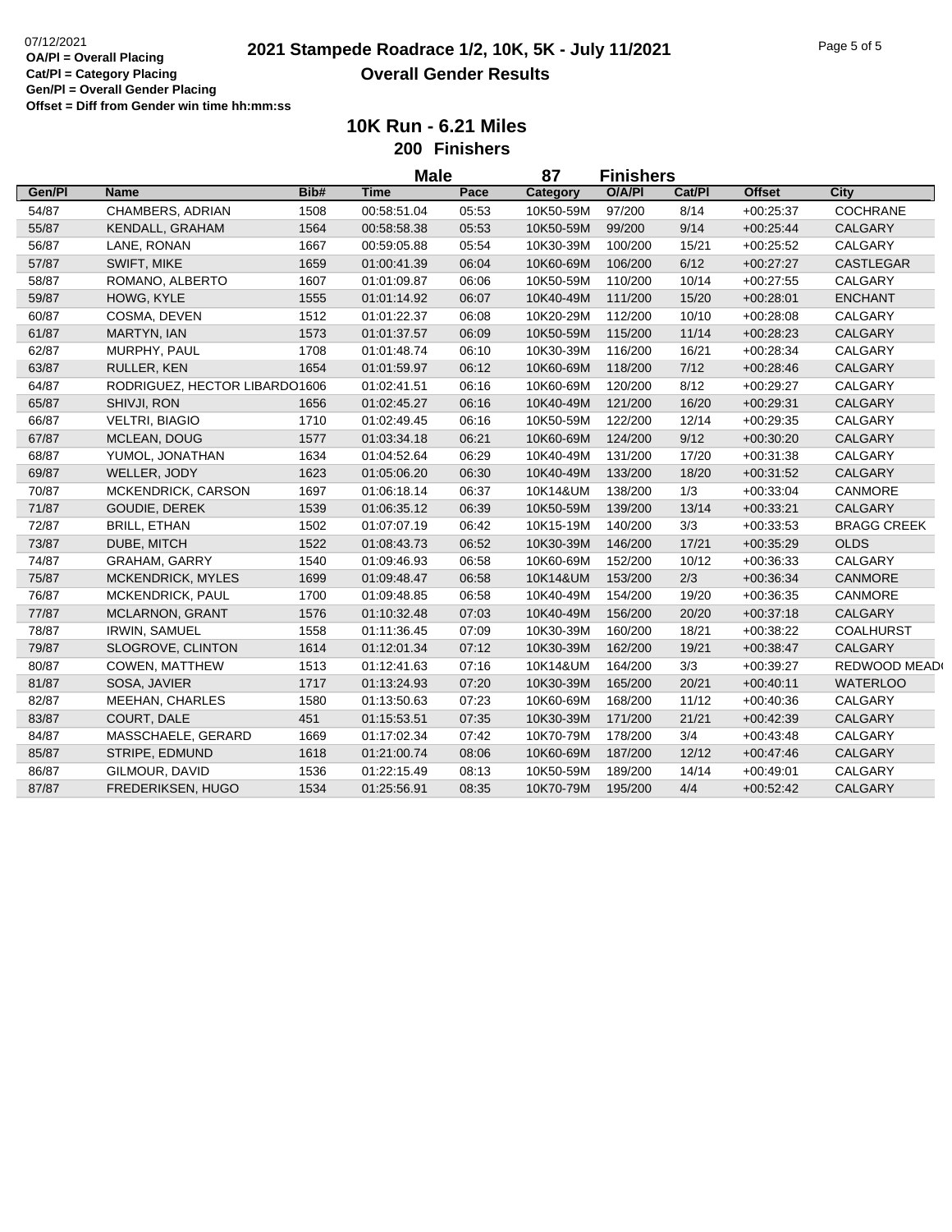07/12/2021
**OA/Pl = Overall Placing**
**Cat/Pl = Category Placing**
**Gen/Pl = Overall Gender Placing**
**Offset = Diff from Gender win time hh:mm:ss**

# 2021 Stampede Roadrace 1/2, 10K, 5K - July 11/2021

## Overall Gender Results

### 10K Run - 6.21 Miles

**200 Finishers**

**Male 87 Finishers**

| Gen/Pl | Name | Bib# | Time | Pace | Category | O/A/Pl | Cat/Pl | Offset | City |
|---|---|---|---|---|---|---|---|---|---|
| 54/87 | CHAMBERS, ADRIAN | 1508 | 00:58:51.04 | 05:53 | 10K50-59M | 97/200 | 8/14 | +00:25:37 | COCHRANE |
| 55/87 | KENDALL, GRAHAM | 1564 | 00:58:58.38 | 05:53 | 10K50-59M | 99/200 | 9/14 | +00:25:44 | CALGARY |
| 56/87 | LANE, RONAN | 1667 | 00:59:05.88 | 05:54 | 10K30-39M | 100/200 | 15/21 | +00:25:52 | CALGARY |
| 57/87 | SWIFT, MIKE | 1659 | 01:00:41.39 | 06:04 | 10K60-69M | 106/200 | 6/12 | +00:27:27 | CASTLEGAR |
| 58/87 | ROMANO, ALBERTO | 1607 | 01:01:09.87 | 06:06 | 10K50-59M | 110/200 | 10/14 | +00:27:55 | CALGARY |
| 59/87 | HOWG, KYLE | 1555 | 01:01:14.92 | 06:07 | 10K40-49M | 111/200 | 15/20 | +00:28:01 | ENCHANT |
| 60/87 | COSMA, DEVEN | 1512 | 01:01:22.37 | 06:08 | 10K20-29M | 112/200 | 10/10 | +00:28:08 | CALGARY |
| 61/87 | MARTYN, IAN | 1573 | 01:01:37.57 | 06:09 | 10K50-59M | 115/200 | 11/14 | +00:28:23 | CALGARY |
| 62/87 | MURPHY, PAUL | 1708 | 01:01:48.74 | 06:10 | 10K30-39M | 116/200 | 16/21 | +00:28:34 | CALGARY |
| 63/87 | RULLER, KEN | 1654 | 01:01:59.97 | 06:12 | 10K60-69M | 118/200 | 7/12 | +00:28:46 | CALGARY |
| 64/87 | RODRIGUEZ, HECTOR LIBARDO | 1606 | 01:02:41.51 | 06:16 | 10K60-69M | 120/200 | 8/12 | +00:29:27 | CALGARY |
| 65/87 | SHIVJI, RON | 1656 | 01:02:45.27 | 06:16 | 10K40-49M | 121/200 | 16/20 | +00:29:31 | CALGARY |
| 66/87 | VELTRI, BIAGIO | 1710 | 01:02:49.45 | 06:16 | 10K50-59M | 122/200 | 12/14 | +00:29:35 | CALGARY |
| 67/87 | MCLEAN, DOUG | 1577 | 01:03:34.18 | 06:21 | 10K60-69M | 124/200 | 9/12 | +00:30:20 | CALGARY |
| 68/87 | YUMOL, JONATHAN | 1634 | 01:04:52.64 | 06:29 | 10K40-49M | 131/200 | 17/20 | +00:31:38 | CALGARY |
| 69/87 | WELLER, JODY | 1623 | 01:05:06.20 | 06:30 | 10K40-49M | 133/200 | 18/20 | +00:31:52 | CALGARY |
| 70/87 | MCKENDRICK, CARSON | 1697 | 01:06:18.14 | 06:37 | 10K14&UM | 138/200 | 1/3 | +00:33:04 | CANMORE |
| 71/87 | GOUDIE, DEREK | 1539 | 01:06:35.12 | 06:39 | 10K50-59M | 139/200 | 13/14 | +00:33:21 | CALGARY |
| 72/87 | BRILL, ETHAN | 1502 | 01:07:07.19 | 06:42 | 10K15-19M | 140/200 | 3/3 | +00:33:53 | BRAGG CREEK |
| 73/87 | DUBE, MITCH | 1522 | 01:08:43.73 | 06:52 | 10K30-39M | 146/200 | 17/21 | +00:35:29 | OLDS |
| 74/87 | GRAHAM, GARRY | 1540 | 01:09:46.93 | 06:58 | 10K60-69M | 152/200 | 10/12 | +00:36:33 | CALGARY |
| 75/87 | MCKENDRICK, MYLES | 1699 | 01:09:48.47 | 06:58 | 10K14&UM | 153/200 | 2/3 | +00:36:34 | CANMORE |
| 76/87 | MCKENDRICK, PAUL | 1700 | 01:09:48.85 | 06:58 | 10K40-49M | 154/200 | 19/20 | +00:36:35 | CANMORE |
| 77/87 | MCLARNON, GRANT | 1576 | 01:10:32.48 | 07:03 | 10K40-49M | 156/200 | 20/20 | +00:37:18 | CALGARY |
| 78/87 | IRWIN, SAMUEL | 1558 | 01:11:36.45 | 07:09 | 10K30-39M | 160/200 | 18/21 | +00:38:22 | COALHURST |
| 79/87 | SLOGROVE, CLINTON | 1614 | 01:12:01.34 | 07:12 | 10K30-39M | 162/200 | 19/21 | +00:38:47 | CALGARY |
| 80/87 | COWEN, MATTHEW | 1513 | 01:12:41.63 | 07:16 | 10K14&UM | 164/200 | 3/3 | +00:39:27 | REDWOOD MEAD |
| 81/87 | SOSA, JAVIER | 1717 | 01:13:24.93 | 07:20 | 10K30-39M | 165/200 | 20/21 | +00:40:11 | WATERLOO |
| 82/87 | MEEHAN, CHARLES | 1580 | 01:13:50.63 | 07:23 | 10K60-69M | 168/200 | 11/12 | +00:40:36 | CALGARY |
| 83/87 | COURT, DALE | 451 | 01:15:53.51 | 07:35 | 10K30-39M | 171/200 | 21/21 | +00:42:39 | CALGARY |
| 84/87 | MASSCHAELE, GERARD | 1669 | 01:17:02.34 | 07:42 | 10K70-79M | 178/200 | 3/4 | +00:43:48 | CALGARY |
| 85/87 | STRIPE, EDMUND | 1618 | 01:21:00.74 | 08:06 | 10K60-69M | 187/200 | 12/12 | +00:47:46 | CALGARY |
| 86/87 | GILMOUR, DAVID | 1536 | 01:22:15.49 | 08:13 | 10K50-59M | 189/200 | 14/14 | +00:49:01 | CALGARY |
| 87/87 | FREDERIKSEN, HUGO | 1534 | 01:25:56.91 | 08:35 | 10K70-79M | 195/200 | 4/4 | +00:52:42 | CALGARY |